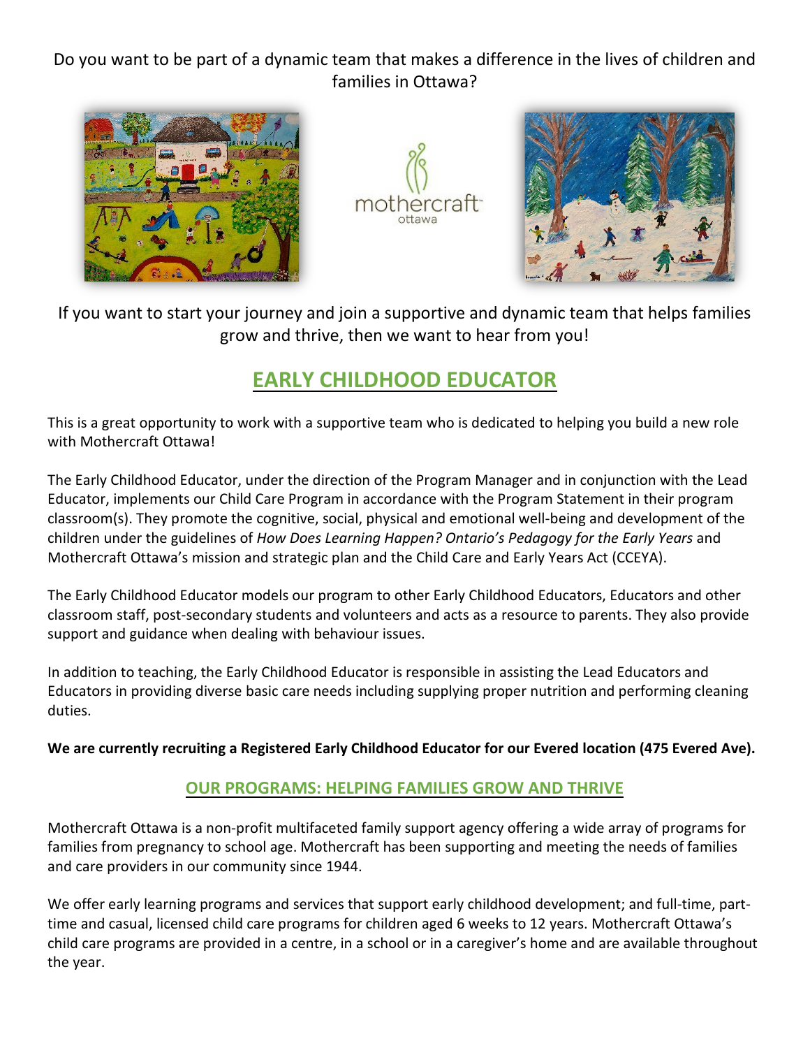Do you want to be part of a dynamic team that makes a difference in the lives of children and families in Ottawa?

If you want to start your journey and join a supportive and dynamic team that helps families grow and thrive, then we want to hear from you!

# EARLY CHILDHOOD EDUCATOR

This is a great opportunity to work with a supportive team who is dedicated to helping you build a new role with Mothercraft Ottawa!

The Early Childhood Educator, under the direction of the Program Manager and in conjunction with the Lead Educator, implements our Child Care Program in accordance with the Program Statement in their program classroom(s). They promote the cognitive, social, physical and emotional well-being and development of the children under the guidelines of *How Does Learning Happen? Ontario's Pedagogy for the Early Years* and Mothercraft Ottawa's mission and strategic plan and the Child Care and Early Years Act (CCEYA).

The Early Childhood Educator models our program to other Early Childhood Educators, Educators and other classroom staff, post-secondary students and volunteers and acts as a resource to parents. They also provide support and guidance when dealing with behaviour issues.

In addition to teaching, the Early Childhood Educator is responsible in assisting the Lead Educators and Educators in providing diverse basic care needs including supplying proper nutrition and performing cleaning duties.

**We are currently recruiting a Registered Early Childhood Educator for our Evered location (475 Evered Ave).**

## OUR PROGRAMS: HELPING FAMILIES GROW AND THRIVE

Mothercraft Ottawa is a non-profit multifaceted family support agency offering a wide array of programs for families from pregnancy to school age. Mothercraft has been supporting and meeting the needs of families and care providers in our community since 1944.

We offer early learning programs and services that support early childhood development; and full-time, part-time and casual, licensed child care programs for children aged 6 weeks to 12 years. Mothercraft Ottawa's child care programs are provided in a centre, in a school or in a caregiver's home and are available throughout the year.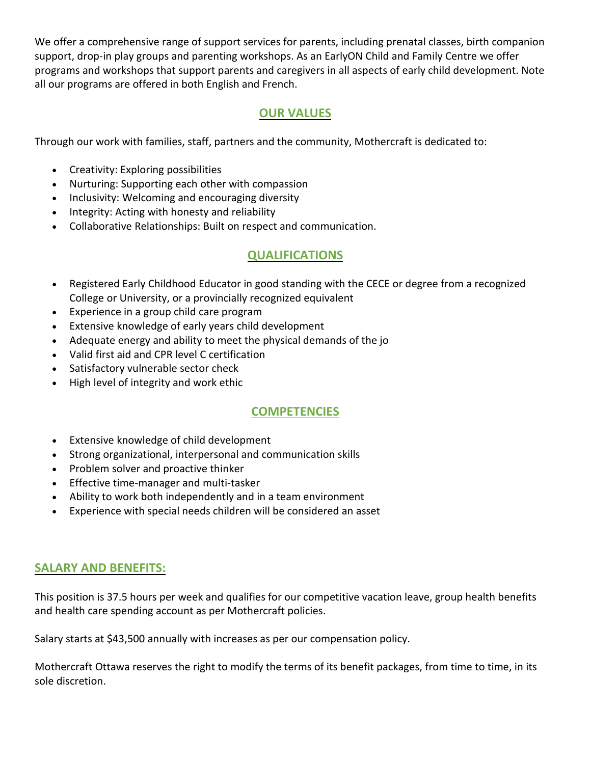We offer a comprehensive range of support services for parents, including prenatal classes, birth companion support, drop-in play groups and parenting workshops. As an EarlyON Child and Family Centre we offer programs and workshops that support parents and caregivers in all aspects of early child development. Note all our programs are offered in both English and French.

## OUR VALUES

Through our work with families, staff, partners and the community, Mothercraft is dedicated to:

- Creativity: Exploring possibilities
- Nurturing: Supporting each other with compassion
- Inclusivity: Welcoming and encouraging diversity
- Integrity: Acting with honesty and reliability
- Collaborative Relationships: Built on respect and communication.

## QUALIFICATIONS

- Registered Early Childhood Educator in good standing with the CECE or degree from a recognized College or University, or a provincially recognized equivalent
- Experience in a group child care program
- Extensive knowledge of early years child development
- Adequate energy and ability to meet the physical demands of the jo
- Valid first aid and CPR level C certification
- Satisfactory vulnerable sector check
- High level of integrity and work ethic

## COMPETENCIES

- Extensive knowledge of child development
- Strong organizational, interpersonal and communication skills
- Problem solver and proactive thinker
- Effective time-manager and multi-tasker
- Ability to work both independently and in a team environment
- Experience with special needs children will be considered an asset

## SALARY AND BENEFITS:

This position is 37.5 hours per week and qualifies for our competitive vacation leave, group health benefits and health care spending account as per Mothercraft policies.

Salary starts at $43,500 annually with increases as per our compensation policy.

Mothercraft Ottawa reserves the right to modify the terms of its benefit packages, from time to time, in its sole discretion.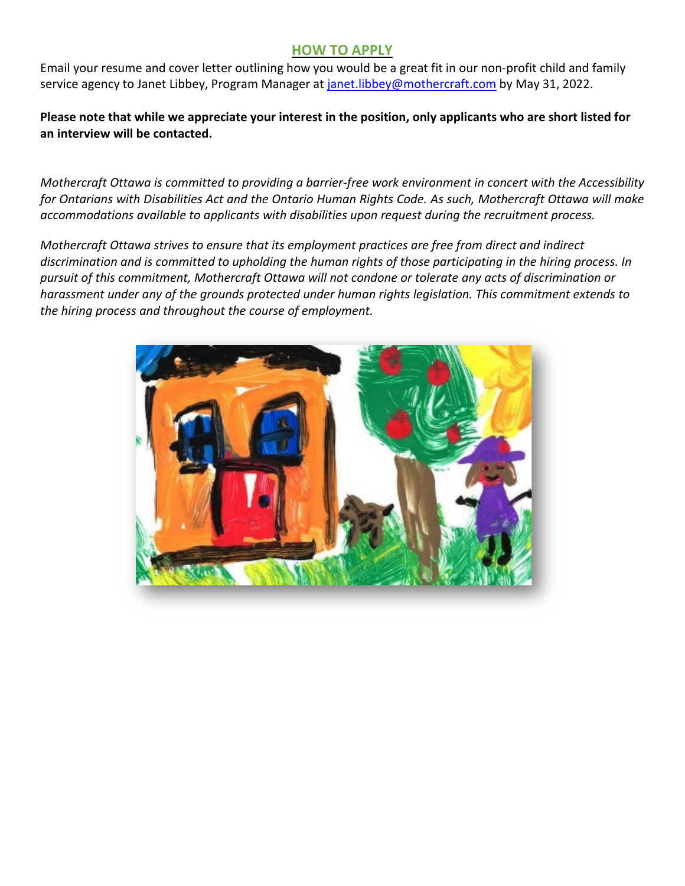## HOW TO APPLY

Email your resume and cover letter outlining how you would be a great fit in our non-profit child and family service agency to Janet Libbey, Program Manager at janet.libbey@mothercraft.com by May 31, 2022.

**Please note that while we appreciate your interest in the position, only applicants who are short listed for an interview will be contacted.**

*Mothercraft Ottawa is committed to providing a barrier-free work environment in concert with the Accessibility for Ontarians with Disabilities Act and the Ontario Human Rights Code. As such, Mothercraft Ottawa will make accommodations available to applicants with disabilities upon request during the recruitment process.*

*Mothercraft Ottawa strives to ensure that its employment practices are free from direct and indirect discrimination and is committed to upholding the human rights of those participating in the hiring process. In pursuit of this commitment, Mothercraft Ottawa will not condone or tolerate any acts of discrimination or harassment under any of the grounds protected under human rights legislation. This commitment extends to the hiring process and throughout the course of employment.*